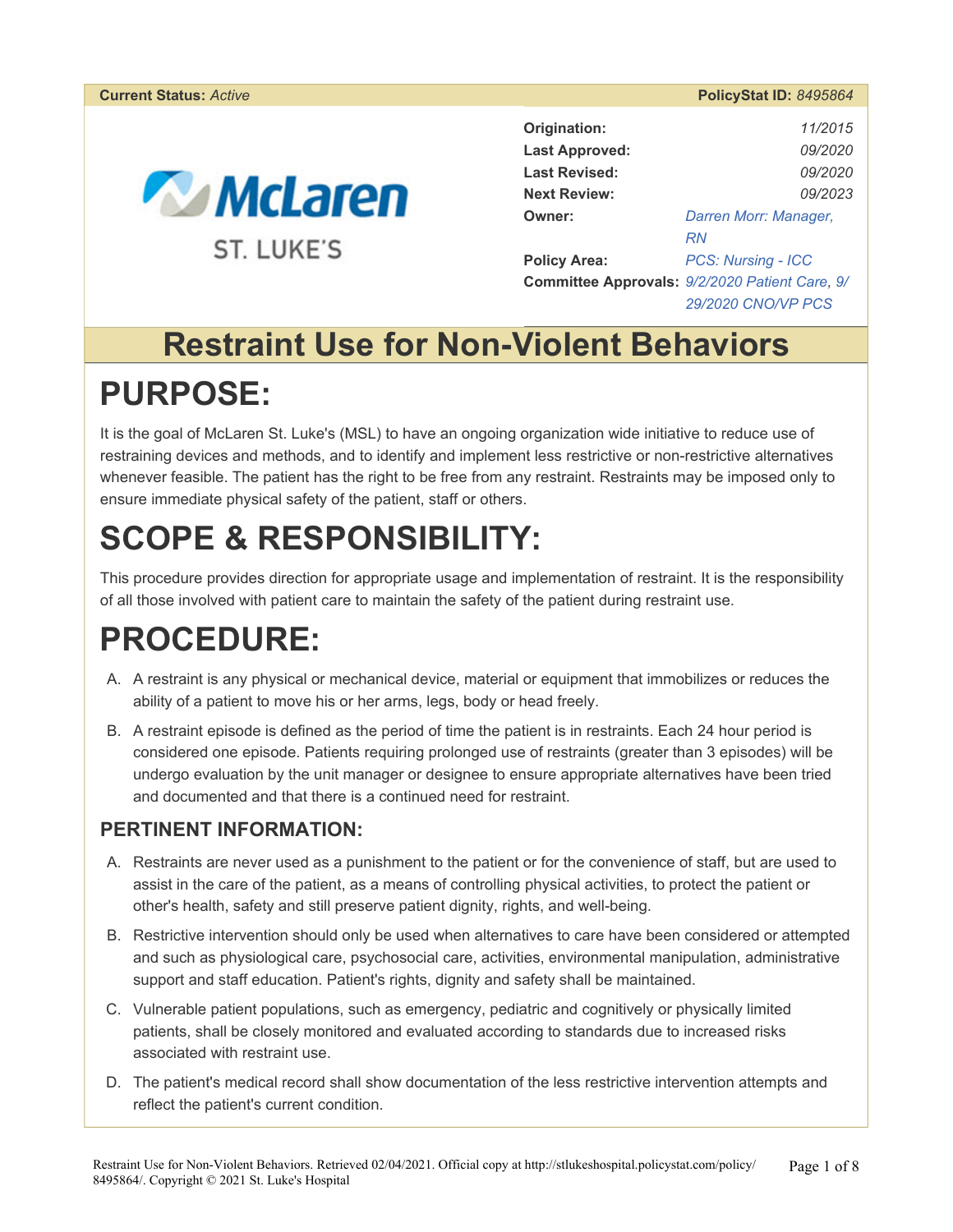**Current Status:** *Active*

**PolicyStat ID:** *8495864*

McLaren ST. LUKE'S

| | |
|---|---|
| **Origination:** | *11/2015* |
| **Last Approved:** | *09/2020* |
| **Last Revised:** | *09/2020* |
| **Next Review:** | *09/2023* |
| **Owner:** | *Darren Morr: Manager, RN* |
| **Policy Area:** | *PCS: Nursing - ICC* |
| **Committee Approvals:** | *9/2/2020 Patient Care, 9/29/2020 CNO/VP PCS* |

# Restraint Use for Non-Violent Behaviors

# PURPOSE:

It is the goal of McLaren St. Luke's (MSL) to have an ongoing organization wide initiative to reduce use of restraining devices and methods, and to identify and implement less restrictive or non-restrictive alternatives whenever feasible. The patient has the right to be free from any restraint. Restraints may be imposed only to ensure immediate physical safety of the patient, staff or others.

# SCOPE & RESPONSIBILITY:

This procedure provides direction for appropriate usage and implementation of restraint. It is the responsibility of all those involved with patient care to maintain the safety of the patient during restraint use.

# PROCEDURE:

A. A restraint is any physical or mechanical device, material or equipment that immobilizes or reduces the ability of a patient to move his or her arms, legs, body or head freely.

B. A restraint episode is defined as the period of time the patient is in restraints. Each 24 hour period is considered one episode. Patients requiring prolonged use of restraints (greater than 3 episodes) will be undergo evaluation by the unit manager or designee to ensure appropriate alternatives have been tried and documented and that there is a continued need for restraint.

## PERTINENT INFORMATION:

A. Restraints are never used as a punishment to the patient or for the convenience of staff, but are used to assist in the care of the patient, as a means of controlling physical activities, to protect the patient or other's health, safety and still preserve patient dignity, rights, and well-being.

B. Restrictive intervention should only be used when alternatives to care have been considered or attempted and such as physiological care, psychosocial care, activities, environmental manipulation, administrative support and staff education. Patient's rights, dignity and safety shall be maintained.

C. Vulnerable patient populations, such as emergency, pediatric and cognitively or physically limited patients, shall be closely monitored and evaluated according to standards due to increased risks associated with restraint use.

D. The patient's medical record shall show documentation of the less restrictive intervention attempts and reflect the patient's current condition.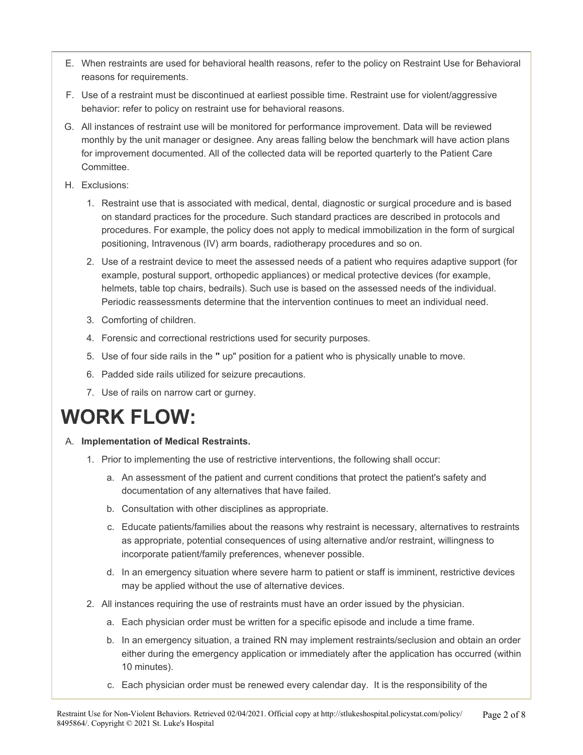E. When restraints are used for behavioral health reasons, refer to the policy on Restraint Use for Behavioral reasons for requirements.

F. Use of a restraint must be discontinued at earliest possible time. Restraint use for violent/aggressive behavior: refer to policy on restraint use for behavioral reasons.

G. All instances of restraint use will be monitored for performance improvement. Data will be reviewed monthly by the unit manager or designee. Any areas falling below the benchmark will have action plans for improvement documented. All of the collected data will be reported quarterly to the Patient Care Committee.

H. Exclusions:

1. Restraint use that is associated with medical, dental, diagnostic or surgical procedure and is based on standard practices for the procedure. Such standard practices are described in protocols and procedures. For example, the policy does not apply to medical immobilization in the form of surgical positioning, Intravenous (IV) arm boards, radiotherapy procedures and so on.
2. Use of a restraint device to meet the assessed needs of a patient who requires adaptive support (for example, postural support, orthopedic appliances) or medical protective devices (for example, helmets, table top chairs, bedrails). Such use is based on the assessed needs of the individual. Periodic reassessments determine that the intervention continues to meet an individual need.
3. Comforting of children.
4. Forensic and correctional restrictions used for security purposes.
5. Use of four side rails in the **"** up" position for a patient who is physically unable to move.
6. Padded side rails utilized for seizure precautions.
7. Use of rails on narrow cart or gurney.

# WORK FLOW:

A. **Implementation of Medical Restraints.**

1. Prior to implementing the use of restrictive interventions, the following shall occur:
   a. An assessment of the patient and current conditions that protect the patient's safety and documentation of any alternatives that have failed.
   b. Consultation with other disciplines as appropriate.
   c. Educate patients/families about the reasons why restraint is necessary, alternatives to restraints as appropriate, potential consequences of using alternative and/or restraint, willingness to incorporate patient/family preferences, whenever possible.
   d. In an emergency situation where severe harm to patient or staff is imminent, restrictive devices may be applied without the use of alternative devices.
2. All instances requiring the use of restraints must have an order issued by the physician.
   a. Each physician order must be written for a specific episode and include a time frame.
   b. In an emergency situation, a trained RN may implement restraints/seclusion and obtain an order either during the emergency application or immediately after the application has occurred (within 10 minutes).
   c. Each physician order must be renewed every calendar day. It is the responsibility of the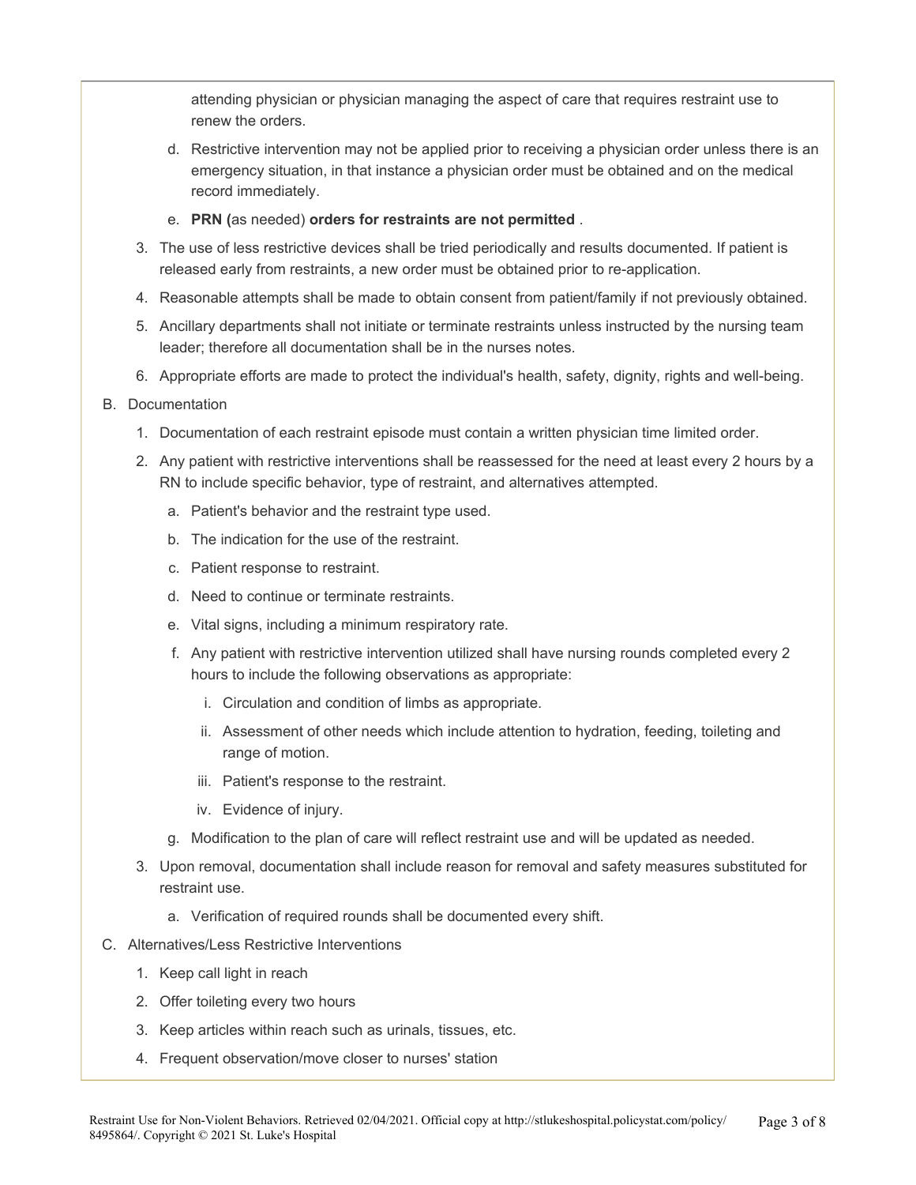attending physician or physician managing the aspect of care that requires restraint use to renew the orders.

   d. Restrictive intervention may not be applied prior to receiving a physician order unless there is an emergency situation, in that instance a physician order must be obtained and on the medical record immediately.

   e. **PRN (**as needed) **orders for restraints are not permitted** .

3. The use of less restrictive devices shall be tried periodically and results documented. If patient is released early from restraints, a new order must be obtained prior to re-application.

4. Reasonable attempts shall be made to obtain consent from patient/family if not previously obtained.

5. Ancillary departments shall not initiate or terminate restraints unless instructed by the nursing team leader; therefore all documentation shall be in the nurses notes.

6. Appropriate efforts are made to protect the individual's health, safety, dignity, rights and well-being.

B. Documentation

1. Documentation of each restraint episode must contain a written physician time limited order.

2. Any patient with restrictive interventions shall be reassessed for the need at least every 2 hours by a RN to include specific behavior, type of restraint, and alternatives attempted.

   a. Patient's behavior and the restraint type used.

   b. The indication for the use of the restraint.

   c. Patient response to restraint.

   d. Need to continue or terminate restraints.

   e. Vital signs, including a minimum respiratory rate.

   f. Any patient with restrictive intervention utilized shall have nursing rounds completed every 2 hours to include the following observations as appropriate:

      i. Circulation and condition of limbs as appropriate.

      ii. Assessment of other needs which include attention to hydration, feeding, toileting and range of motion.

      iii. Patient's response to the restraint.

      iv. Evidence of injury.

   g. Modification to the plan of care will reflect restraint use and will be updated as needed.

3. Upon removal, documentation shall include reason for removal and safety measures substituted for restraint use.

   a. Verification of required rounds shall be documented every shift.

C. Alternatives/Less Restrictive Interventions

1. Keep call light in reach

2. Offer toileting every two hours

3. Keep articles within reach such as urinals, tissues, etc.

4. Frequent observation/move closer to nurses' station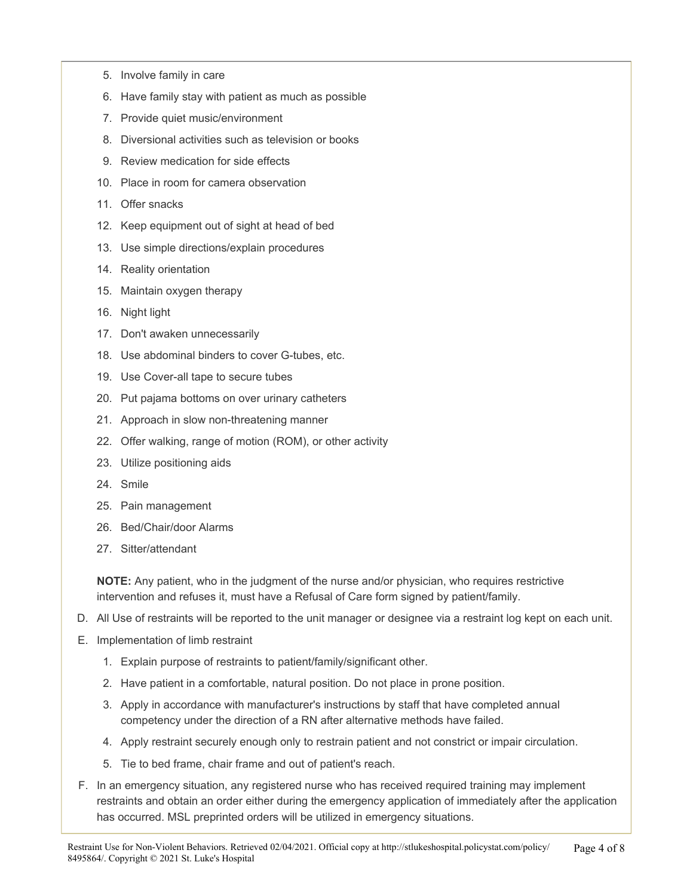5. Involve family in care
6. Have family stay with patient as much as possible
7. Provide quiet music/environment
8. Diversional activities such as television or books
9. Review medication for side effects
10. Place in room for camera observation
11. Offer snacks
12. Keep equipment out of sight at head of bed
13. Use simple directions/explain procedures
14. Reality orientation
15. Maintain oxygen therapy
16. Night light
17. Don't awaken unnecessarily
18. Use abdominal binders to cover G-tubes, etc.
19. Use Cover-all tape to secure tubes
20. Put pajama bottoms on over urinary catheters
21. Approach in slow non-threatening manner
22. Offer walking, range of motion (ROM), or other activity
23. Utilize positioning aids
24. Smile
25. Pain management
26. Bed/Chair/door Alarms
27. Sitter/attendant

**NOTE:** Any patient, who in the judgment of the nurse and/or physician, who requires restrictive intervention and refuses it, must have a Refusal of Care form signed by patient/family.

D. All Use of restraints will be reported to the unit manager or designee via a restraint log kept on each unit.

E. Implementation of limb restraint

1. Explain purpose of restraints to patient/family/significant other.
2. Have patient in a comfortable, natural position. Do not place in prone position.
3. Apply in accordance with manufacturer's instructions by staff that have completed annual competency under the direction of a RN after alternative methods have failed.
4. Apply restraint securely enough only to restrain patient and not constrict or impair circulation.
5. Tie to bed frame, chair frame and out of patient's reach.

F. In an emergency situation, any registered nurse who has received required training may implement restraints and obtain an order either during the emergency application of immediately after the application has occurred. MSL preprinted orders will be utilized in emergency situations.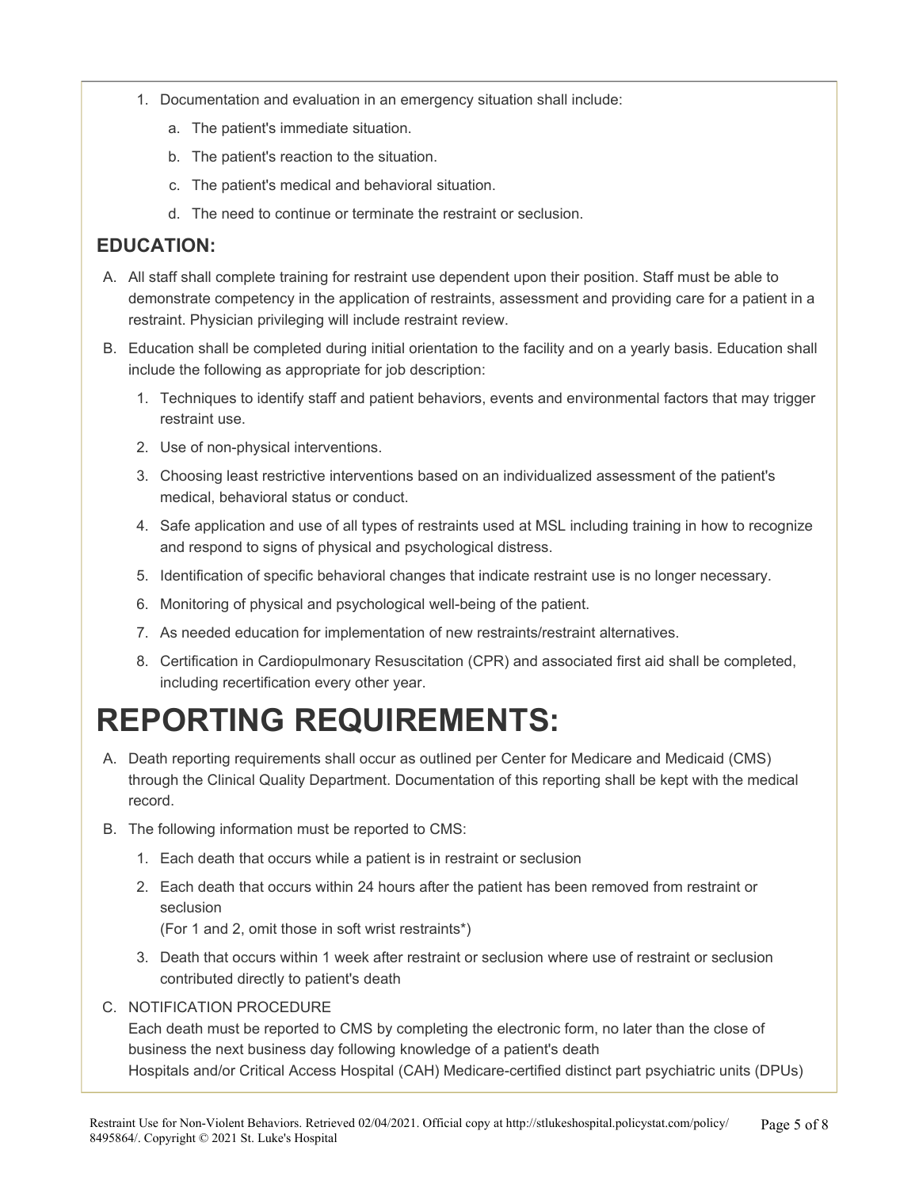1. Documentation and evaluation in an emergency situation shall include:
    a. The patient's immediate situation.
    b. The patient's reaction to the situation.
    c. The patient's medical and behavioral situation.
    d. The need to continue or terminate the restraint or seclusion.

### EDUCATION:

A. All staff shall complete training for restraint use dependent upon their position. Staff must be able to demonstrate competency in the application of restraints, assessment and providing care for a patient in a restraint. Physician privileging will include restraint review.

B. Education shall be completed during initial orientation to the facility and on a yearly basis. Education shall include the following as appropriate for job description:
    1. Techniques to identify staff and patient behaviors, events and environmental factors that may trigger restraint use.
    2. Use of non-physical interventions.
    3. Choosing least restrictive interventions based on an individualized assessment of the patient's medical, behavioral status or conduct.
    4. Safe application and use of all types of restraints used at MSL including training in how to recognize and respond to signs of physical and psychological distress.
    5. Identification of specific behavioral changes that indicate restraint use is no longer necessary.
    6. Monitoring of physical and psychological well-being of the patient.
    7. As needed education for implementation of new restraints/restraint alternatives.
    8. Certification in Cardiopulmonary Resuscitation (CPR) and associated first aid shall be completed, including recertification every other year.

# REPORTING REQUIREMENTS:

A. Death reporting requirements shall occur as outlined per Center for Medicare and Medicaid (CMS) through the Clinical Quality Department. Documentation of this reporting shall be kept with the medical record.

B. The following information must be reported to CMS:
    1. Each death that occurs while a patient is in restraint or seclusion
    2. Each death that occurs within 24 hours after the patient has been removed from restraint or seclusion
       (For 1 and 2, omit those in soft wrist restraints*)
    3. Death that occurs within 1 week after restraint or seclusion where use of restraint or seclusion contributed directly to patient's death

C. NOTIFICATION PROCEDURE
   Each death must be reported to CMS by completing the electronic form, no later than the close of business the next business day following knowledge of a patient's death
   Hospitals and/or Critical Access Hospital (CAH) Medicare-certified distinct part psychiatric units (DPUs)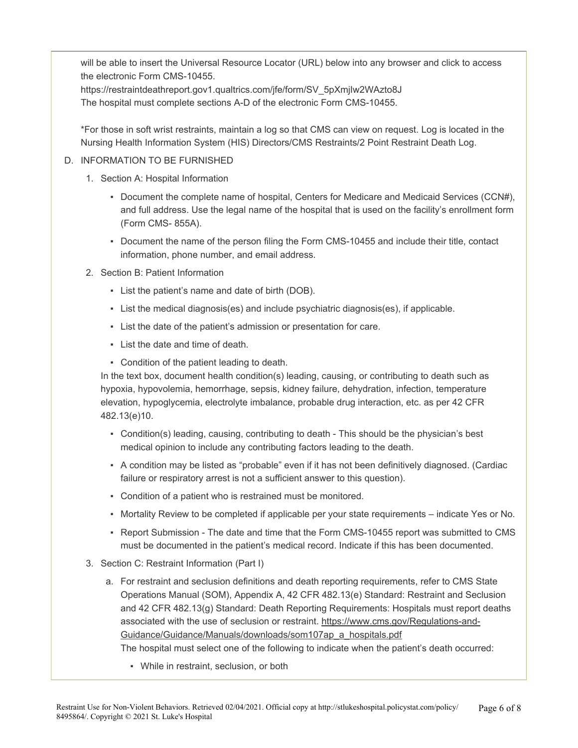will be able to insert the Universal Resource Locator (URL) below into any browser and click to access the electronic Form CMS-10455.

https://restraintdeathreport.gov1.qualtrics.com/jfe/form/SV_5pXmjIw2WAzto8J

The hospital must complete sections A-D of the electronic Form CMS-10455.

*For those in soft wrist restraints, maintain a log so that CMS can view on request. Log is located in the Nursing Health Information System (HIS) Directors/CMS Restraints/2 Point Restraint Death Log.

D. INFORMATION TO BE FURNISHED

1. Section A: Hospital Information
   - Document the complete name of hospital, Centers for Medicare and Medicaid Services (CCN#), and full address. Use the legal name of the hospital that is used on the facility's enrollment form (Form CMS- 855A).
   - Document the name of the person filing the Form CMS-10455 and include their title, contact information, phone number, and email address.
2. Section B: Patient Information
   - List the patient's name and date of birth (DOB).
   - List the medical diagnosis(es) and include psychiatric diagnosis(es), if applicable.
   - List the date of the patient's admission or presentation for care.
   - List the date and time of death.
   - Condition of the patient leading to death.

   In the text box, document health condition(s) leading, causing, or contributing to death such as hypoxia, hypovolemia, hemorrhage, sepsis, kidney failure, dehydration, infection, temperature elevation, hypoglycemia, electrolyte imbalance, probable drug interaction, etc. as per 42 CFR 482.13(e)10.
   - Condition(s) leading, causing, contributing to death - This should be the physician's best medical opinion to include any contributing factors leading to the death.
   - A condition may be listed as "probable" even if it has not been definitively diagnosed. (Cardiac failure or respiratory arrest is not a sufficient answer to this question).
   - Condition of a patient who is restrained must be monitored.
   - Mortality Review to be completed if applicable per your state requirements – indicate Yes or No.
   - Report Submission - The date and time that the Form CMS-10455 report was submitted to CMS must be documented in the patient's medical record. Indicate if this has been documented.
3. Section C: Restraint Information (Part I)
   a. For restraint and seclusion definitions and death reporting requirements, refer to CMS State Operations Manual (SOM), Appendix A, 42 CFR 482.13(e) Standard: Restraint and Seclusion and 42 CFR 482.13(g) Standard: Death Reporting Requirements: Hospitals must report deaths associated with the use of seclusion or restraint. https://www.cms.gov/Regulations-and-Guidance/Guidance/Manuals/downloads/som107ap_a_hospitals.pdf

      The hospital must select one of the following to indicate when the patient's death occurred:
      - While in restraint, seclusion, or both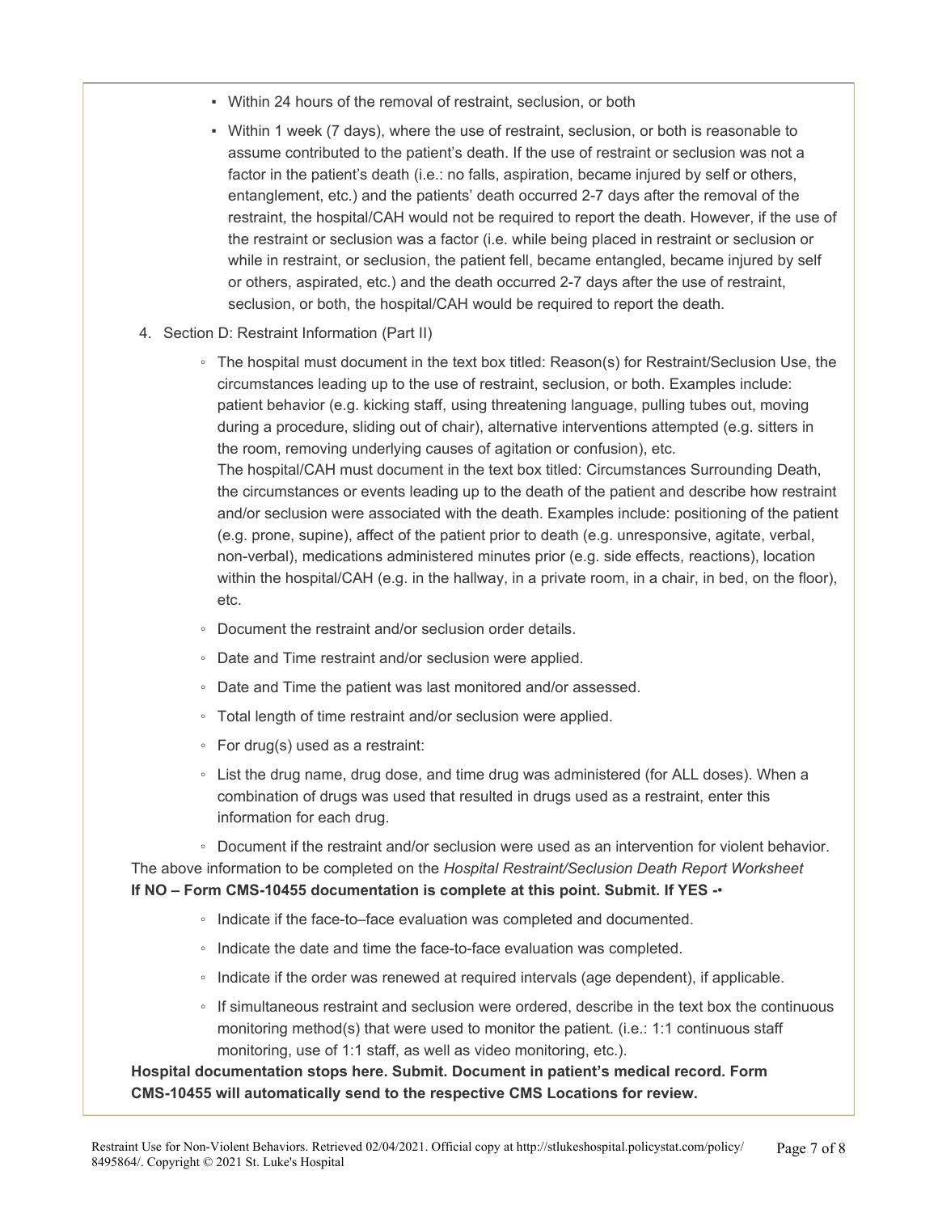- Within 24 hours of the removal of restraint, seclusion, or both
- Within 1 week (7 days), where the use of restraint, seclusion, or both is reasonable to assume contributed to the patient's death. If the use of restraint or seclusion was not a factor in the patient's death (i.e.: no falls, aspiration, became injured by self or others, entanglement, etc.) and the patients' death occurred 2-7 days after the removal of the restraint, the hospital/CAH would not be required to report the death. However, if the use of the restraint or seclusion was a factor (i.e. while being placed in restraint or seclusion or while in restraint, or seclusion, the patient fell, became entangled, became injured by self or others, aspirated, etc.) and the death occurred 2-7 days after the use of restraint, seclusion, or both, the hospital/CAH would be required to report the death.

4. Section D: Restraint Information (Part II)
   - The hospital must document in the text box titled: Reason(s) for Restraint/Seclusion Use, the circumstances leading up to the use of restraint, seclusion, or both. Examples include: patient behavior (e.g. kicking staff, using threatening language, pulling tubes out, moving during a procedure, sliding out of chair), alternative interventions attempted (e.g. sitters in the room, removing underlying causes of agitation or confusion), etc.
     The hospital/CAH must document in the text box titled: Circumstances Surrounding Death, the circumstances or events leading up to the death of the patient and describe how restraint and/or seclusion were associated with the death. Examples include: positioning of the patient (e.g. prone, supine), affect of the patient prior to death (e.g. unresponsive, agitate, verbal, non-verbal), medications administered minutes prior (e.g. side effects, reactions), location within the hospital/CAH (e.g. in the hallway, in a private room, in a chair, in bed, on the floor), etc.
   - Document the restraint and/or seclusion order details.
   - Date and Time restraint and/or seclusion were applied.
   - Date and Time the patient was last monitored and/or assessed.
   - Total length of time restraint and/or seclusion were applied.
   - For drug(s) used as a restraint:
   - List the drug name, drug dose, and time drug was administered (for ALL doses). When a combination of drugs was used that resulted in drugs used as a restraint, enter this information for each drug.
   - Document if the restraint and/or seclusion were used as an intervention for violent behavior.

The above information to be completed on the *Hospital Restraint/Seclusion Death Report Worksheet*
**If NO – Form CMS-10455 documentation is complete at this point. Submit. If YES -•**

- Indicate if the face-to–face evaluation was completed and documented.
- Indicate the date and time the face-to-face evaluation was completed.
- Indicate if the order was renewed at required intervals (age dependent), if applicable.
- If simultaneous restraint and seclusion were ordered, describe in the text box the continuous monitoring method(s) that were used to monitor the patient. (i.e.: 1:1 continuous staff monitoring, use of 1:1 staff, as well as video monitoring, etc.).

**Hospital documentation stops here. Submit. Document in patient's medical record. Form CMS-10455 will automatically send to the respective CMS Locations for review.**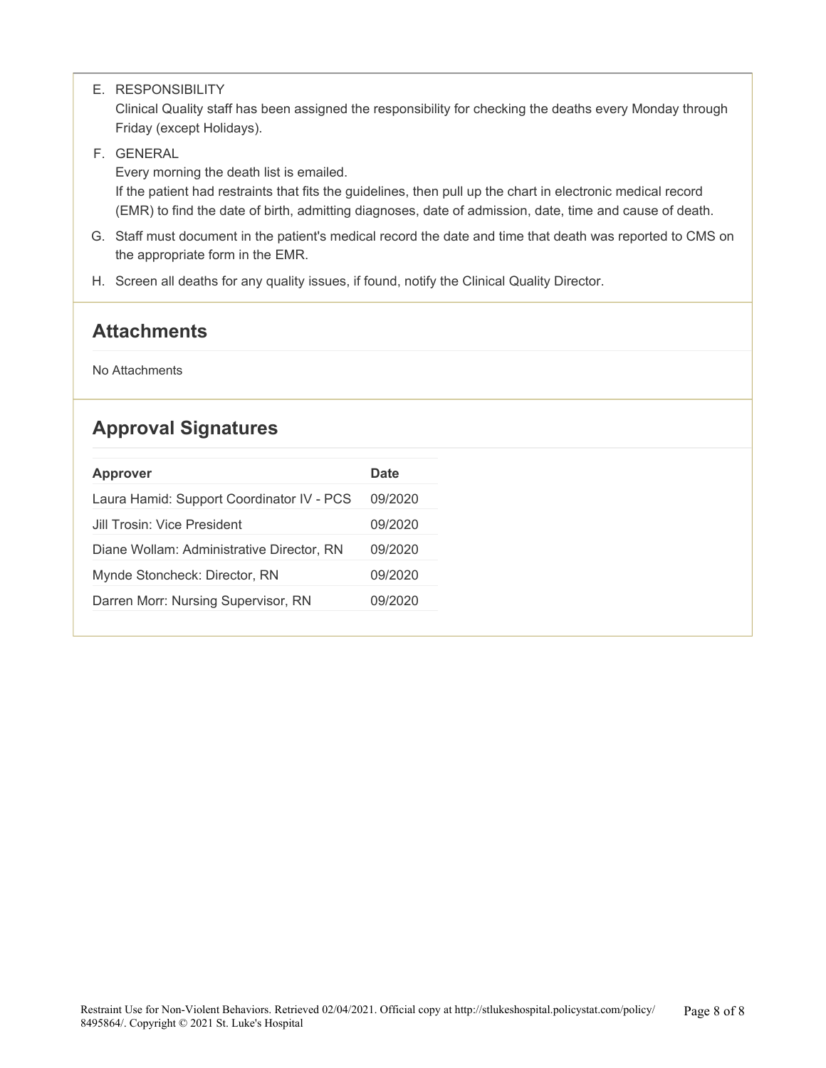E. RESPONSIBILITY

   Clinical Quality staff has been assigned the responsibility for checking the deaths every Monday through Friday (except Holidays).

F. GENERAL

   Every morning the death list is emailed.

   If the patient had restraints that fits the guidelines, then pull up the chart in electronic medical record (EMR) to find the date of birth, admitting diagnoses, date of admission, date, time and cause of death.

G. Staff must document in the patient's medical record the date and time that death was reported to CMS on the appropriate form in the EMR.

H. Screen all deaths for any quality issues, if found, notify the Clinical Quality Director.

## Attachments

No Attachments

## Approval Signatures

| Approver | Date |
|---|---|
| Laura Hamid: Support Coordinator IV - PCS | 09/2020 |
| Jill Trosin: Vice President | 09/2020 |
| Diane Wollam: Administrative Director, RN | 09/2020 |
| Mynde Stoncheck: Director, RN | 09/2020 |
| Darren Morr: Nursing Supervisor, RN | 09/2020 |